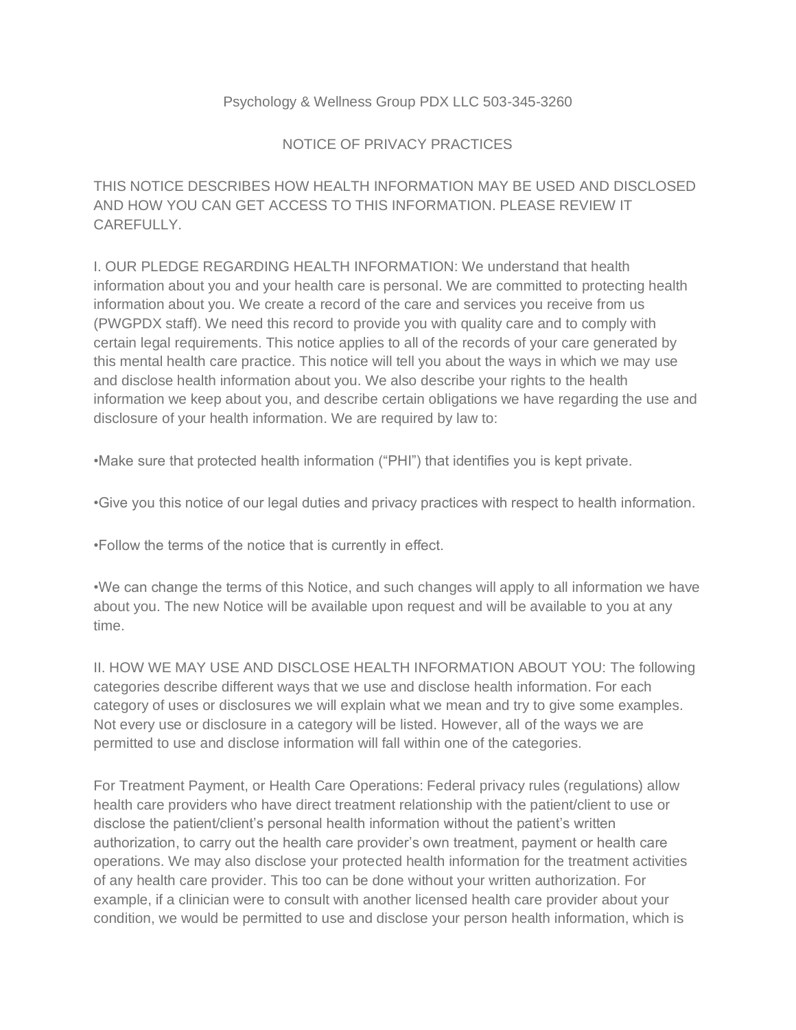Psychology & Wellness Group PDX LLC 503-345-3260

# NOTICE OF PRIVACY PRACTICES

THIS NOTICE DESCRIBES HOW HEALTH INFORMATION MAY BE USED AND DISCLOSED AND HOW YOU CAN GET ACCESS TO THIS INFORMATION. PLEASE REVIEW IT CAREFULLY.

I. OUR PLEDGE REGARDING HEALTH INFORMATION: We understand that health information about you and your health care is personal. We are committed to protecting health information about you. We create a record of the care and services you receive from us (PWGPDX staff). We need this record to provide you with quality care and to comply with certain legal requirements. This notice applies to all of the records of your care generated by this mental health care practice. This notice will tell you about the ways in which we may use and disclose health information about you. We also describe your rights to the health information we keep about you, and describe certain obligations we have regarding the use and disclosure of your health information. We are required by law to:

•Make sure that protected health information ("PHI") that identifies you is kept private.

•Give you this notice of our legal duties and privacy practices with respect to health information.

•Follow the terms of the notice that is currently in effect.

•We can change the terms of this Notice, and such changes will apply to all information we have about you. The new Notice will be available upon request and will be available to you at any time.

II. HOW WE MAY USE AND DISCLOSE HEALTH INFORMATION ABOUT YOU: The following categories describe different ways that we use and disclose health information. For each category of uses or disclosures we will explain what we mean and try to give some examples. Not every use or disclosure in a category will be listed. However, all of the ways we are permitted to use and disclose information will fall within one of the categories.

For Treatment Payment, or Health Care Operations: Federal privacy rules (regulations) allow health care providers who have direct treatment relationship with the patient/client to use or disclose the patient/client's personal health information without the patient's written authorization, to carry out the health care provider's own treatment, payment or health care operations. We may also disclose your protected health information for the treatment activities of any health care provider. This too can be done without your written authorization. For example, if a clinician were to consult with another licensed health care provider about your condition, we would be permitted to use and disclose your person health information, which is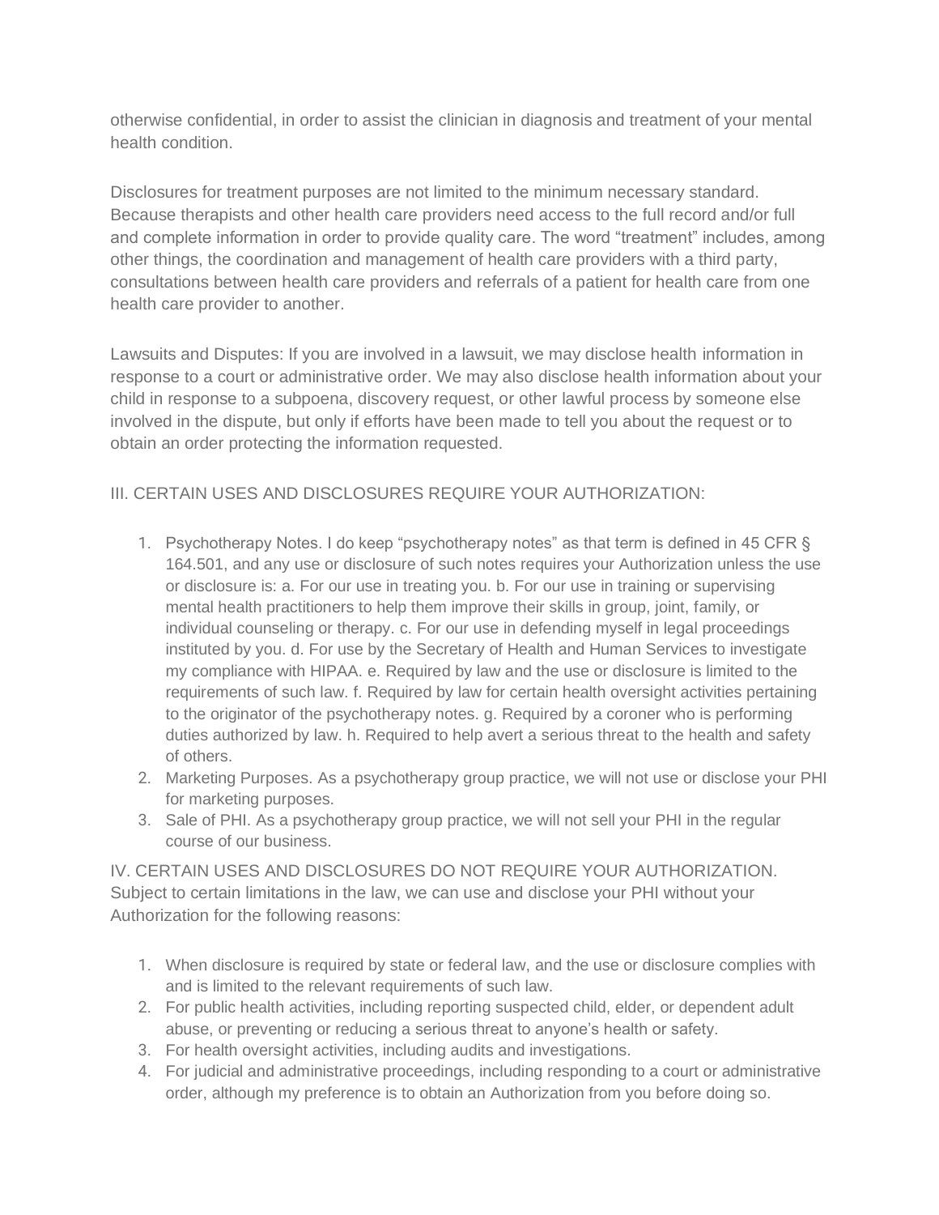otherwise confidential, in order to assist the clinician in diagnosis and treatment of your mental health condition.

Disclosures for treatment purposes are not limited to the minimum necessary standard. Because therapists and other health care providers need access to the full record and/or full and complete information in order to provide quality care. The word "treatment" includes, among other things, the coordination and management of health care providers with a third party, consultations between health care providers and referrals of a patient for health care from one health care provider to another.

Lawsuits and Disputes: If you are involved in a lawsuit, we may disclose health information in response to a court or administrative order. We may also disclose health information about your child in response to a subpoena, discovery request, or other lawful process by someone else involved in the dispute, but only if efforts have been made to tell you about the request or to obtain an order protecting the information requested.

III. CERTAIN USES AND DISCLOSURES REQUIRE YOUR AUTHORIZATION:

1. Psychotherapy Notes. I do keep "psychotherapy notes" as that term is defined in 45 CFR § 164.501, and any use or disclosure of such notes requires your Authorization unless the use or disclosure is: a. For our use in treating you. b. For our use in training or supervising mental health practitioners to help them improve their skills in group, joint, family, or individual counseling or therapy. c. For our use in defending myself in legal proceedings instituted by you. d. For use by the Secretary of Health and Human Services to investigate my compliance with HIPAA. e. Required by law and the use or disclosure is limited to the requirements of such law. f. Required by law for certain health oversight activities pertaining to the originator of the psychotherapy notes. g. Required by a coroner who is performing duties authorized by law. h. Required to help avert a serious threat to the health and safety of others.
2. Marketing Purposes. As a psychotherapy group practice, we will not use or disclose your PHI for marketing purposes.
3. Sale of PHI. As a psychotherapy group practice, we will not sell your PHI in the regular course of our business.

IV. CERTAIN USES AND DISCLOSURES DO NOT REQUIRE YOUR AUTHORIZATION. Subject to certain limitations in the law, we can use and disclose your PHI without your Authorization for the following reasons:

1. When disclosure is required by state or federal law, and the use or disclosure complies with and is limited to the relevant requirements of such law.
2. For public health activities, including reporting suspected child, elder, or dependent adult abuse, or preventing or reducing a serious threat to anyone's health or safety.
3. For health oversight activities, including audits and investigations.
4. For judicial and administrative proceedings, including responding to a court or administrative order, although my preference is to obtain an Authorization from you before doing so.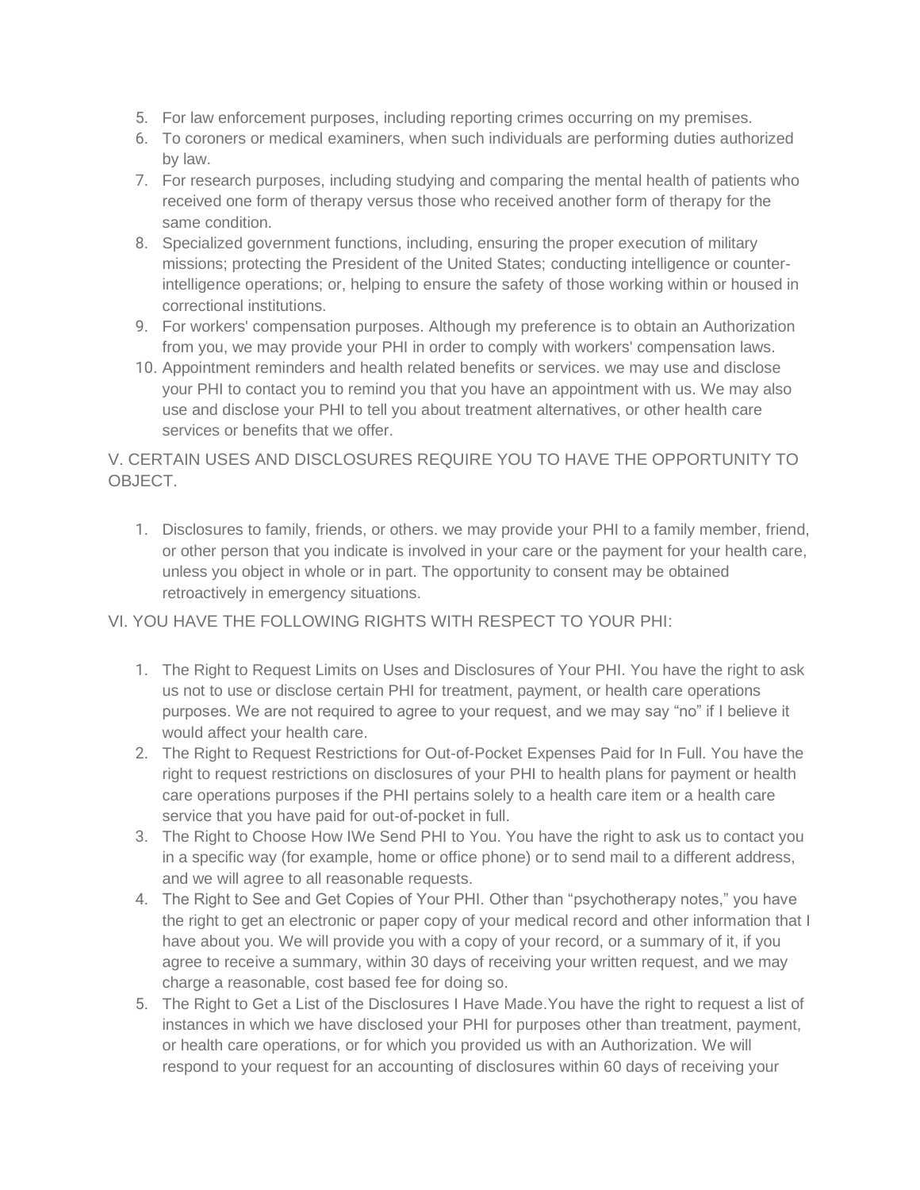5. For law enforcement purposes, including reporting crimes occurring on my premises.
6. To coroners or medical examiners, when such individuals are performing duties authorized by law.
7. For research purposes, including studying and comparing the mental health of patients who received one form of therapy versus those who received another form of therapy for the same condition.
8. Specialized government functions, including, ensuring the proper execution of military missions; protecting the President of the United States; conducting intelligence or counter-intelligence operations; or, helping to ensure the safety of those working within or housed in correctional institutions.
9. For workers' compensation purposes. Although my preference is to obtain an Authorization from you, we may provide your PHI in order to comply with workers' compensation laws.
10. Appointment reminders and health related benefits or services. we may use and disclose your PHI to contact you to remind you that you have an appointment with us. We may also use and disclose your PHI to tell you about treatment alternatives, or other health care services or benefits that we offer.

V. CERTAIN USES AND DISCLOSURES REQUIRE YOU TO HAVE THE OPPORTUNITY TO OBJECT.

1. Disclosures to family, friends, or others. we may provide your PHI to a family member, friend, or other person that you indicate is involved in your care or the payment for your health care, unless you object in whole or in part. The opportunity to consent may be obtained retroactively in emergency situations.

VI. YOU HAVE THE FOLLOWING RIGHTS WITH RESPECT TO YOUR PHI:

1. The Right to Request Limits on Uses and Disclosures of Your PHI. You have the right to ask us not to use or disclose certain PHI for treatment, payment, or health care operations purposes. We are not required to agree to your request, and we may say "no" if I believe it would affect your health care.
2. The Right to Request Restrictions for Out-of-Pocket Expenses Paid for In Full. You have the right to request restrictions on disclosures of your PHI to health plans for payment or health care operations purposes if the PHI pertains solely to a health care item or a health care service that you have paid for out-of-pocket in full.
3. The Right to Choose How IWe Send PHI to You. You have the right to ask us to contact you in a specific way (for example, home or office phone) or to send mail to a different address, and we will agree to all reasonable requests.
4. The Right to See and Get Copies of Your PHI. Other than "psychotherapy notes," you have the right to get an electronic or paper copy of your medical record and other information that I have about you. We will provide you with a copy of your record, or a summary of it, if you agree to receive a summary, within 30 days of receiving your written request, and we may charge a reasonable, cost based fee for doing so.
5. The Right to Get a List of the Disclosures I Have Made.You have the right to request a list of instances in which we have disclosed your PHI for purposes other than treatment, payment, or health care operations, or for which you provided us with an Authorization. We will respond to your request for an accounting of disclosures within 60 days of receiving your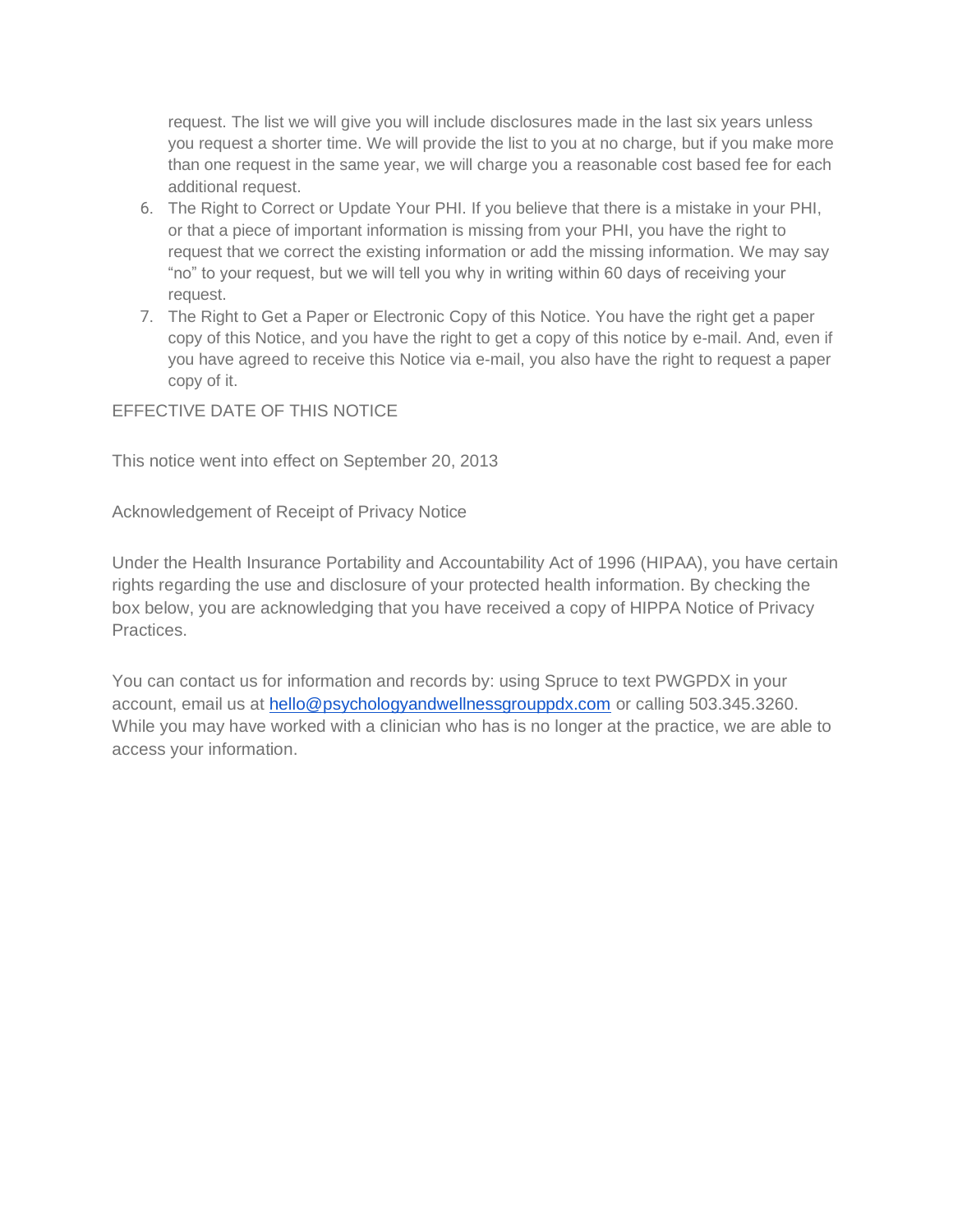request. The list we will give you will include disclosures made in the last six years unless you request a shorter time. We will provide the list to you at no charge, but if you make more than one request in the same year, we will charge you a reasonable cost based fee for each additional request.

6. The Right to Correct or Update Your PHI. If you believe that there is a mistake in your PHI, or that a piece of important information is missing from your PHI, you have the right to request that we correct the existing information or add the missing information. We may say "no" to your request, but we will tell you why in writing within 60 days of receiving your request.
7. The Right to Get a Paper or Electronic Copy of this Notice. You have the right get a paper copy of this Notice, and you have the right to get a copy of this notice by e-mail. And, even if you have agreed to receive this Notice via e-mail, you also have the right to request a paper copy of it.

EFFECTIVE DATE OF THIS NOTICE

This notice went into effect on September 20, 2013

Acknowledgement of Receipt of Privacy Notice

Under the Health Insurance Portability and Accountability Act of 1996 (HIPAA), you have certain rights regarding the use and disclosure of your protected health information. By checking the box below, you are acknowledging that you have received a copy of HIPPA Notice of Privacy Practices.

You can contact us for information and records by: using Spruce to text PWGPDX in your account, email us at [hello@psychologyandwellnessgrouppdx.com](mailto:hello@psychologyandwellnessgrouppdx.com) or calling 503.345.3260. While you may have worked with a clinician who has is no longer at the practice, we are able to access your information.